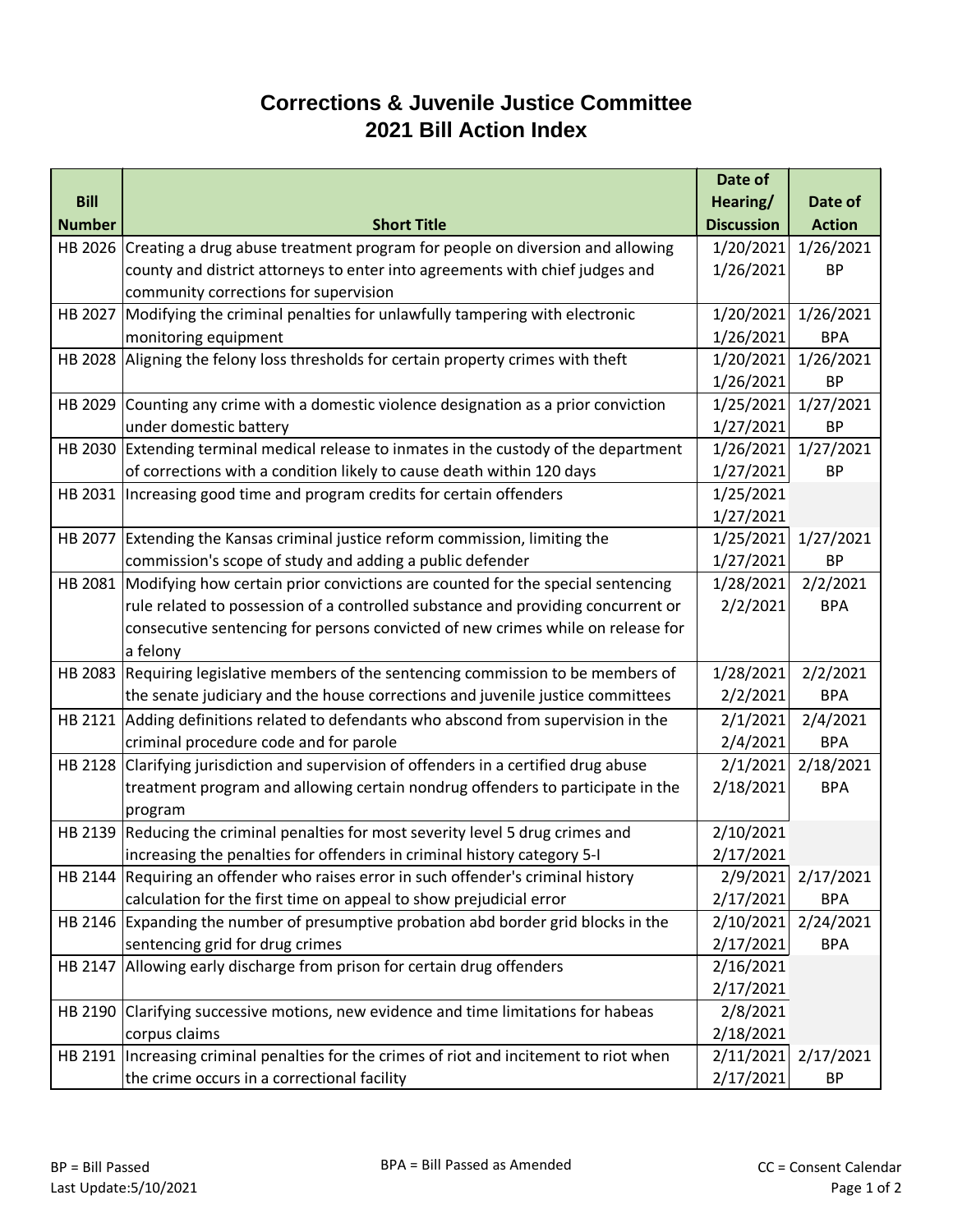# Corrections & Juvenile Justice Committee
## 2021 Bill Action Index

| Bill Number | Short Title | Date of Hearing/ Discussion | Date of Action |
|---|---|---|---|
| HB 2026 | Creating a drug abuse treatment program for people on diversion and allowing county and district attorneys to enter into agreements with chief judges and community corrections for supervision | 1/20/2021 1/26/2021 | 1/26/2021 BP |
| HB 2027 | Modifying the criminal penalties for unlawfully tampering with electronic monitoring equipment | 1/20/2021 1/26/2021 | 1/26/2021 BPA |
| HB 2028 | Aligning the felony loss thresholds for certain property crimes with theft | 1/20/2021 1/26/2021 | 1/26/2021 BP |
| HB 2029 | Counting any crime with a domestic violence designation as a prior conviction under domestic battery | 1/25/2021 1/27/2021 | 1/27/2021 BP |
| HB 2030 | Extending terminal medical release to inmates in the custody of the department of corrections with a condition likely to cause death within 120 days | 1/26/2021 1/27/2021 | 1/27/2021 BP |
| HB 2031 | Increasing good time and program credits for certain offenders | 1/25/2021 1/27/2021 | |
| HB 2077 | Extending the Kansas criminal justice reform commission, limiting the commission's scope of study and adding a public defender | 1/25/2021 1/27/2021 | 1/27/2021 BP |
| HB 2081 | Modifying how certain prior convictions are counted for the special sentencing rule related to possession of a controlled substance and providing concurrent or consecutive sentencing for persons convicted of new crimes while on release for a felony | 1/28/2021 2/2/2021 | 2/2/2021 BPA |
| HB 2083 | Requiring legislative members of the sentencing commission to be members of the senate judiciary and the house corrections and juvenile justice committees | 1/28/2021 2/2/2021 | 2/2/2021 BPA |
| HB 2121 | Adding definitions related to defendants who abscond from supervision in the criminal procedure code and for parole | 2/1/2021 2/4/2021 | 2/4/2021 BPA |
| HB 2128 | Clarifying jurisdiction and supervision of offenders in a certified drug abuse treatment program and allowing certain nondrug offenders to participate in the program | 2/1/2021 2/18/2021 | 2/18/2021 BPA |
| HB 2139 | Reducing the criminal penalties for most severity level 5 drug crimes and increasing the penalties for offenders in criminal history category 5-I | 2/10/2021 2/17/2021 | |
| HB 2144 | Requiring an offender who raises error in such offender's criminal history calculation for the first time on appeal to show prejudicial error | 2/9/2021 2/17/2021 | 2/17/2021 BPA |
| HB 2146 | Expanding the number of presumptive probation abd border grid blocks in the sentencing grid for drug crimes | 2/10/2021 2/17/2021 | 2/24/2021 BPA |
| HB 2147 | Allowing early discharge from prison for certain drug offenders | 2/16/2021 2/17/2021 | |
| HB 2190 | Clarifying successive motions, new evidence and time limitations for habeas corpus claims | 2/8/2021 2/18/2021 | |
| HB 2191 | Increasing criminal penalties for the crimes of riot and incitement to riot when the crime occurs in a correctional facility | 2/11/2021 2/17/2021 | 2/17/2021 BP |

BP = Bill Passed

BPA = Bill Passed as Amended

CC = Consent Calendar

Last Update:5/10/2021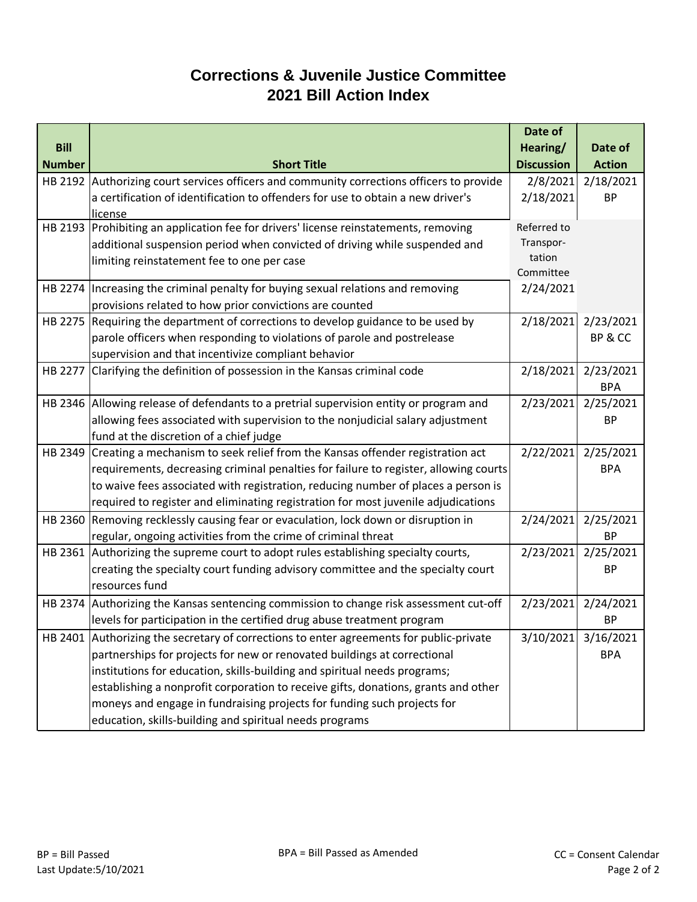# Corrections & Juvenile Justice Committee
# 2021 Bill Action Index

| Bill Number | Short Title | Date of Hearing/ Discussion | Date of Action |
|---|---|---|---|
| HB 2192 | Authorizing court services officers and community corrections officers to provide a certification of identification to offenders for use to obtain a new driver's license | 2/8/2021 2/18/2021 | 2/18/2021 BP |
| HB 2193 | Prohibiting an application fee for drivers' license reinstatements, removing additional suspension period when convicted of driving while suspended and limiting reinstatement fee to one per case | Referred to Transportation Committee | |
| HB 2274 | Increasing the criminal penalty for buying sexual relations and removing provisions related to how prior convictions are counted | 2/24/2021 | |
| HB 2275 | Requiring the department of corrections to develop guidance to be used by parole officers when responding to violations of parole and postrelease supervision and that incentivize compliant behavior | 2/18/2021 | 2/23/2021 BP & CC |
| HB 2277 | Clarifying the definition of possession in the Kansas criminal code | 2/18/2021 | 2/23/2021 BPA |
| HB 2346 | Allowing release of defendants to a pretrial supervision entity or program and allowing fees associated with supervision to the nonjudicial salary adjustment fund at the discretion of a chief judge | 2/23/2021 | 2/25/2021 BP |
| HB 2349 | Creating a mechanism to seek relief from the Kansas offender registration act requirements, decreasing criminal penalties for failure to register, allowing courts to waive fees associated with registration, reducing number of places a person is required to register and eliminating registration for most juvenile adjudications | 2/22/2021 | 2/25/2021 BPA |
| HB 2360 | Removing recklessly causing fear or evaculation, lock down or disruption in regular, ongoing activities from the crime of criminal threat | 2/24/2021 | 2/25/2021 BP |
| HB 2361 | Authorizing the supreme court to adopt rules establishing specialty courts, creating the specialty court funding advisory committee and the specialty court resources fund | 2/23/2021 | 2/25/2021 BP |
| HB 2374 | Authorizing the Kansas sentencing commission to change risk assessment cut-off levels for participation in the certified drug abuse treatment program | 2/23/2021 | 2/24/2021 BP |
| HB 2401 | Authorizing the secretary of corrections to enter agreements for public-private partnerships for projects for new or renovated buildings at correctional institutions for education, skills-building and spiritual needs programs; establishing a nonprofit corporation to receive gifts, donations, grants and other moneys and engage in fundraising projects for funding such projects for education, skills-building and spiritual needs programs | 3/10/2021 | 3/16/2021 BPA |

BP = Bill Passed

BPA = Bill Passed as Amended

CC = Consent Calendar

Last Update:5/10/2021